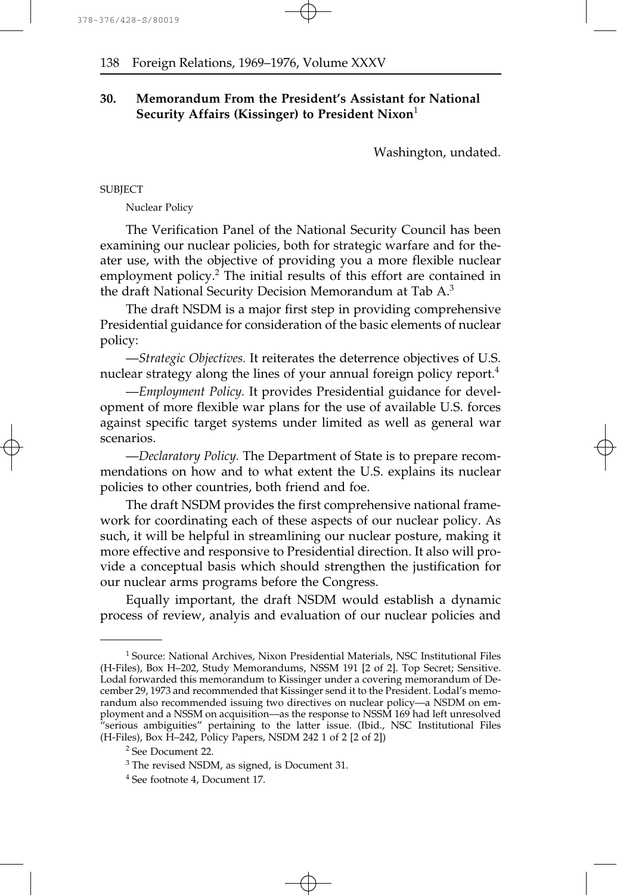## 30. Memorandum From the President's Assistant for National Security Affairs (Kissinger) to President Nixon[1]

Washington, undated.

SUBJECT

Nuclear Policy

The Verification Panel of the National Security Council has been examining our nuclear policies, both for strategic warfare and for theater use, with the objective of providing you a more flexible nuclear employment policy.[2] The initial results of this effort are contained in the draft National Security Decision Memorandum at Tab A.[3]

The draft NSDM is a major first step in providing comprehensive Presidential guidance for consideration of the basic elements of nuclear policy:

—*Strategic Objectives.* It reiterates the deterrence objectives of U.S. nuclear strategy along the lines of your annual foreign policy report.[4]

—*Employment Policy.* It provides Presidential guidance for development of more flexible war plans for the use of available U.S. forces against specific target systems under limited as well as general war scenarios.

—*Declaratory Policy.* The Department of State is to prepare recommendations on how and to what extent the U.S. explains its nuclear policies to other countries, both friend and foe.

The draft NSDM provides the first comprehensive national framework for coordinating each of these aspects of our nuclear policy. As such, it will be helpful in streamlining our nuclear posture, making it more effective and responsive to Presidential direction. It also will provide a conceptual basis which should strengthen the justification for our nuclear arms programs before the Congress.

Equally important, the draft NSDM would establish a dynamic process of review, analyis and evaluation of our nuclear policies and

---

[1] Source: National Archives, Nixon Presidential Materials, NSC Institutional Files (H-Files), Box H–202, Study Memorandums, NSSM 191 [2 of 2]. Top Secret; Sensitive. Lodal forwarded this memorandum to Kissinger under a covering memorandum of December 29, 1973 and recommended that Kissinger send it to the President. Lodal's memorandum also recommended issuing two directives on nuclear policy—a NSDM on employment and a NSSM on acquisition—as the response to NSSM 169 had left unresolved "serious ambiguities" pertaining to the latter issue. (Ibid., NSC Institutional Files (H-Files), Box H–242, Policy Papers, NSDM 242 1 of 2 [2 of 2])

[2] See Document 22.

[3] The revised NSDM, as signed, is Document 31.

[4] See footnote 4, Document 17.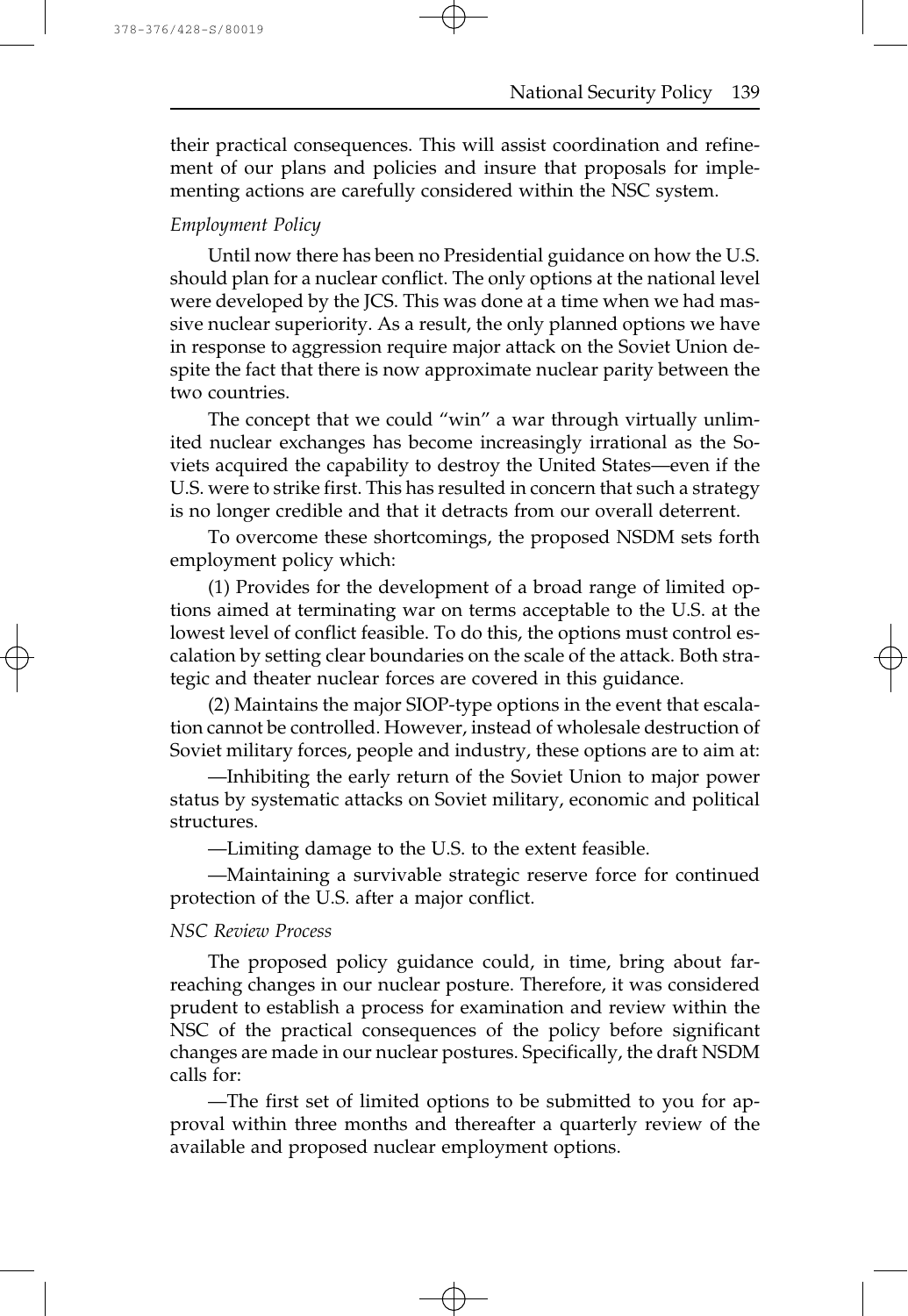their practical consequences. This will assist coordination and refinement of our plans and policies and insure that proposals for implementing actions are carefully considered within the NSC system.

*Employment Policy*

Until now there has been no Presidential guidance on how the U.S. should plan for a nuclear conflict. The only options at the national level were developed by the JCS. This was done at a time when we had massive nuclear superiority. As a result, the only planned options we have in response to aggression require major attack on the Soviet Union despite the fact that there is now approximate nuclear parity between the two countries.

The concept that we could "win" a war through virtually unlimited nuclear exchanges has become increasingly irrational as the Soviets acquired the capability to destroy the United States—even if the U.S. were to strike first. This has resulted in concern that such a strategy is no longer credible and that it detracts from our overall deterrent.

To overcome these shortcomings, the proposed NSDM sets forth employment policy which:

(1) Provides for the development of a broad range of limited options aimed at terminating war on terms acceptable to the U.S. at the lowest level of conflict feasible. To do this, the options must control escalation by setting clear boundaries on the scale of the attack. Both strategic and theater nuclear forces are covered in this guidance.

(2) Maintains the major SIOP-type options in the event that escalation cannot be controlled. However, instead of wholesale destruction of Soviet military forces, people and industry, these options are to aim at:

—Inhibiting the early return of the Soviet Union to major power status by systematic attacks on Soviet military, economic and political structures.

—Limiting damage to the U.S. to the extent feasible.

—Maintaining a survivable strategic reserve force for continued protection of the U.S. after a major conflict.

*NSC Review Process*

The proposed policy guidance could, in time, bring about far-reaching changes in our nuclear posture. Therefore, it was considered prudent to establish a process for examination and review within the NSC of the practical consequences of the policy before significant changes are made in our nuclear postures. Specifically, the draft NSDM calls for:

—The first set of limited options to be submitted to you for approval within three months and thereafter a quarterly review of the available and proposed nuclear employment options.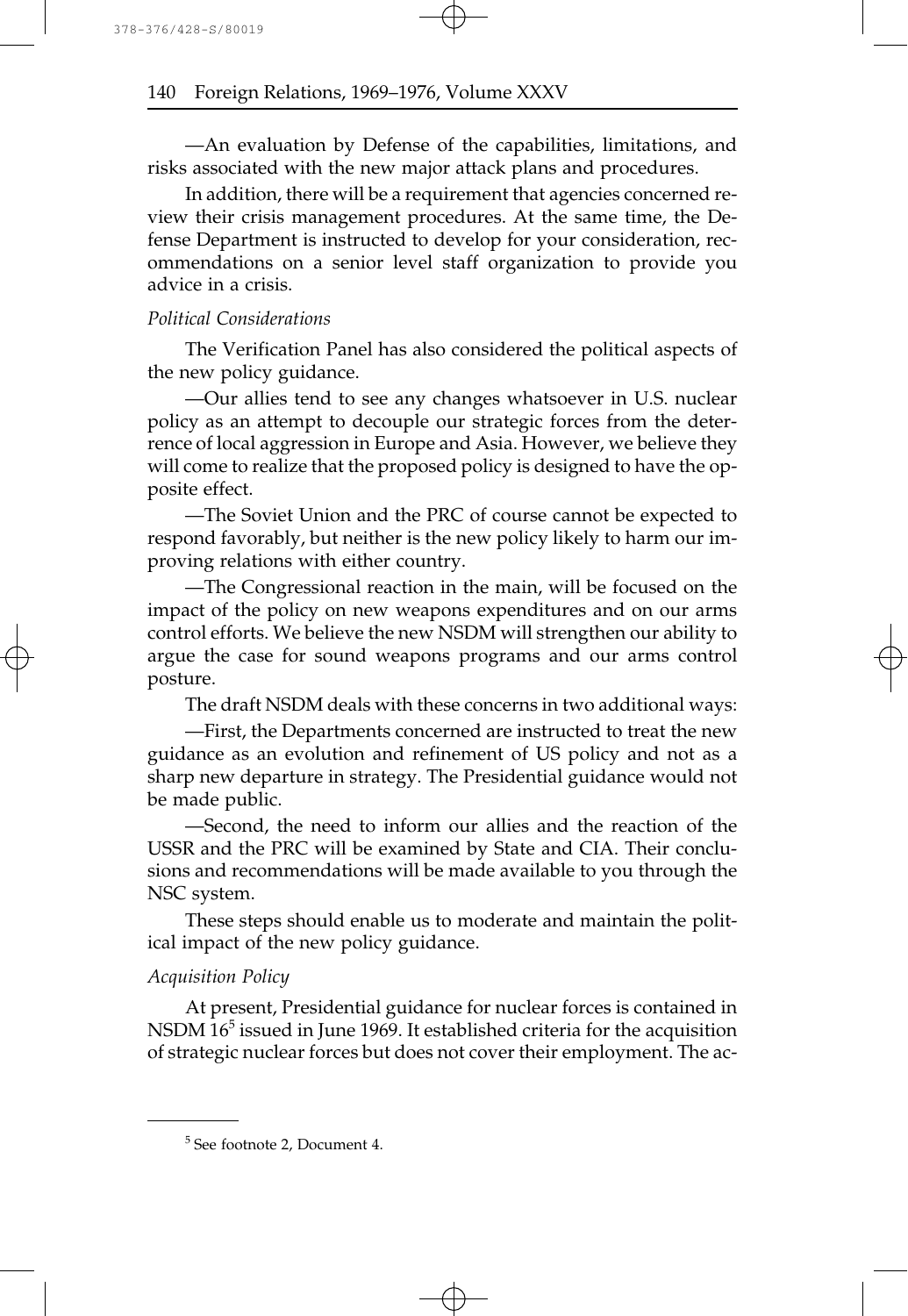—An evaluation by Defense of the capabilities, limitations, and risks associated with the new major attack plans and procedures.

In addition, there will be a requirement that agencies concerned review their crisis management procedures. At the same time, the Defense Department is instructed to develop for your consideration, recommendations on a senior level staff organization to provide you advice in a crisis.

*Political Considerations*

The Verification Panel has also considered the political aspects of the new policy guidance.

—Our allies tend to see any changes whatsoever in U.S. nuclear policy as an attempt to decouple our strategic forces from the deterrence of local aggression in Europe and Asia. However, we believe they will come to realize that the proposed policy is designed to have the opposite effect.

—The Soviet Union and the PRC of course cannot be expected to respond favorably, but neither is the new policy likely to harm our improving relations with either country.

—The Congressional reaction in the main, will be focused on the impact of the policy on new weapons expenditures and on our arms control efforts. We believe the new NSDM will strengthen our ability to argue the case for sound weapons programs and our arms control posture.

The draft NSDM deals with these concerns in two additional ways:

—First, the Departments concerned are instructed to treat the new guidance as an evolution and refinement of US policy and not as a sharp new departure in strategy. The Presidential guidance would not be made public.

—Second, the need to inform our allies and the reaction of the USSR and the PRC will be examined by State and CIA. Their conclusions and recommendations will be made available to you through the NSC system.

These steps should enable us to moderate and maintain the political impact of the new policy guidance.

*Acquisition Policy*

At present, Presidential guidance for nuclear forces is contained in NSDM 16[5] issued in June 1969. It established criteria for the acquisition of strategic nuclear forces but does not cover their employment. The ac-

[5] See footnote 2, Document 4.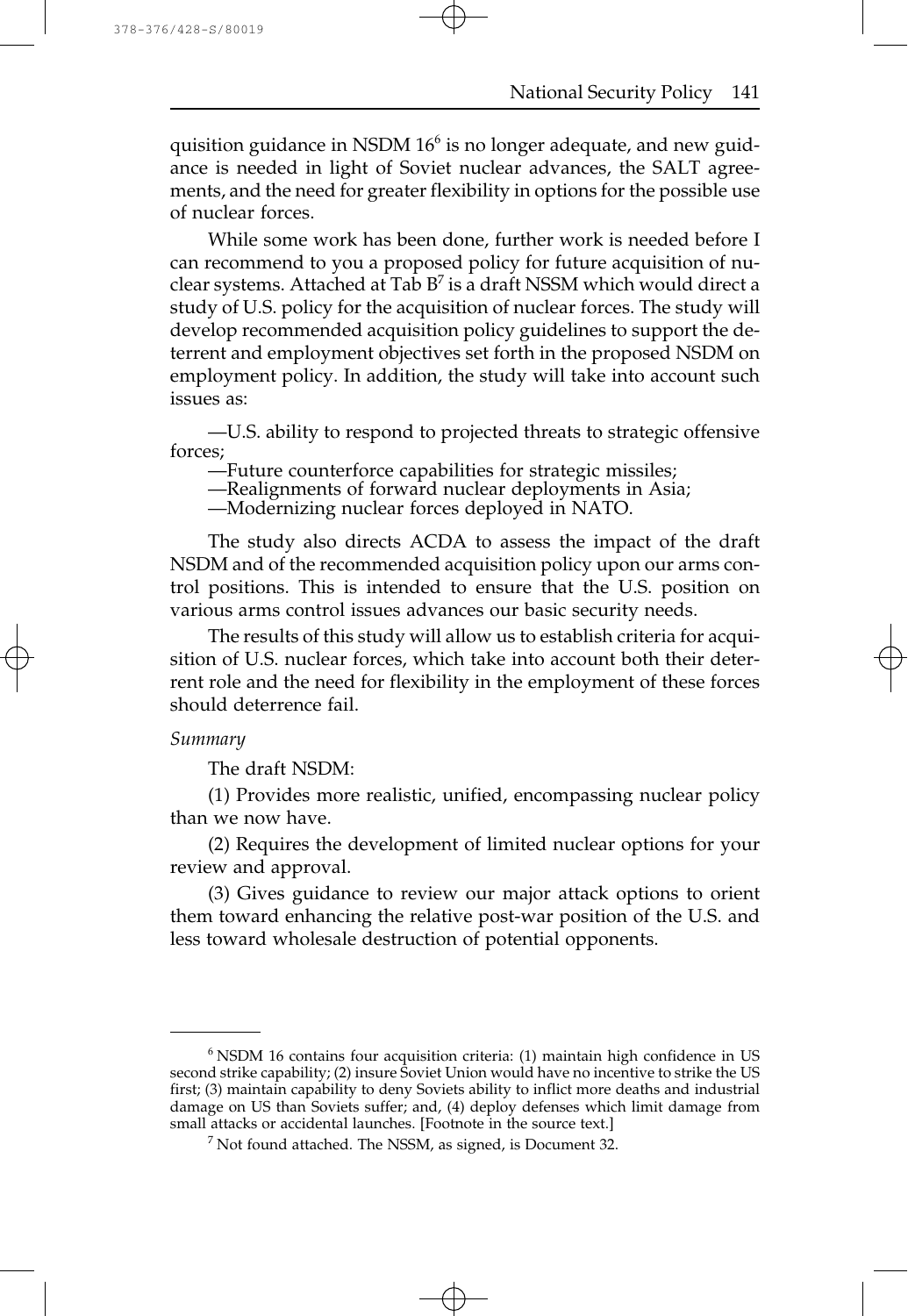quisition guidance in NSDM 16[6] is no longer adequate, and new guidance is needed in light of Soviet nuclear advances, the SALT agreements, and the need for greater flexibility in options for the possible use of nuclear forces.

While some work has been done, further work is needed before I can recommend to you a proposed policy for future acquisition of nuclear systems. Attached at Tab B[7] is a draft NSSM which would direct a study of U.S. policy for the acquisition of nuclear forces. The study will develop recommended acquisition policy guidelines to support the deterrent and employment objectives set forth in the proposed NSDM on employment policy. In addition, the study will take into account such issues as:

—U.S. ability to respond to projected threats to strategic offensive forces;
—Future counterforce capabilities for strategic missiles;
—Realignments of forward nuclear deployments in Asia;
—Modernizing nuclear forces deployed in NATO.

The study also directs ACDA to assess the impact of the draft NSDM and of the recommended acquisition policy upon our arms control positions. This is intended to ensure that the U.S. position on various arms control issues advances our basic security needs.

The results of this study will allow us to establish criteria for acquisition of U.S. nuclear forces, which take into account both their deterrent role and the need for flexibility in the employment of these forces should deterrence fail.

*Summary*

The draft NSDM:

(1) Provides more realistic, unified, encompassing nuclear policy than we now have.

(2) Requires the development of limited nuclear options for your review and approval.

(3) Gives guidance to review our major attack options to orient them toward enhancing the relative post-war position of the U.S. and less toward wholesale destruction of potential opponents.

---

[6] NSDM 16 contains four acquisition criteria: (1) maintain high confidence in US second strike capability; (2) insure Soviet Union would have no incentive to strike the US first; (3) maintain capability to deny Soviets ability to inflict more deaths and industrial damage on US than Soviets suffer; and, (4) deploy defenses which limit damage from small attacks or accidental launches. [Footnote in the source text.]

[7] Not found attached. The NSSM, as signed, is Document 32.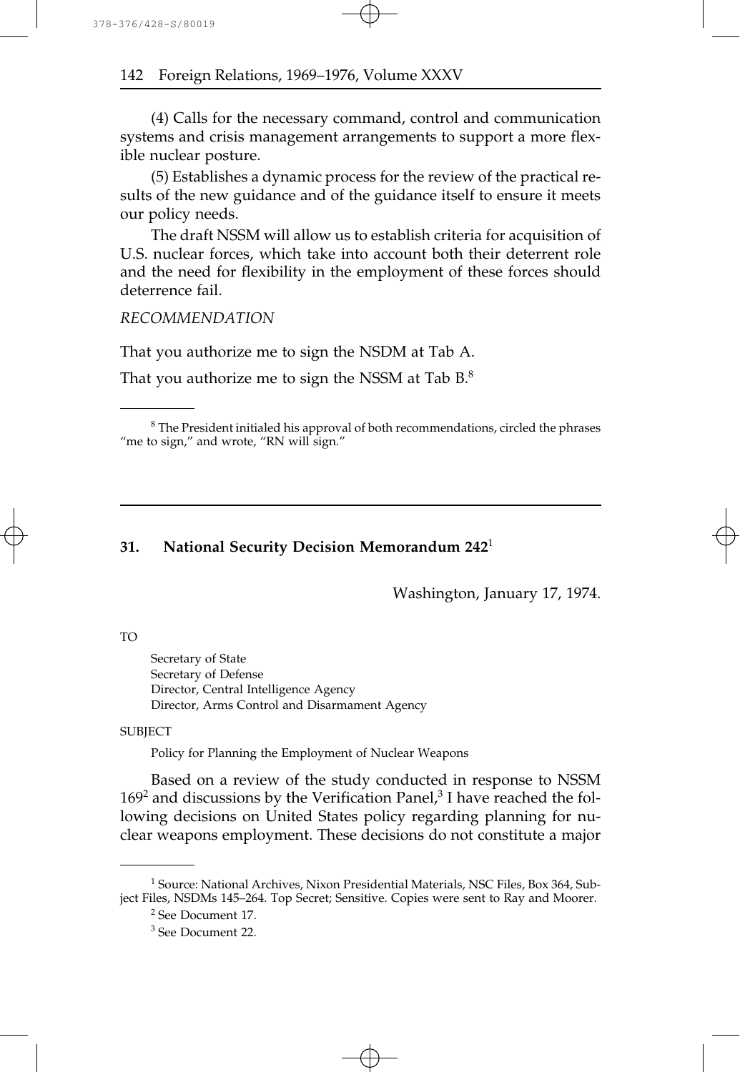(4) Calls for the necessary command, control and communication systems and crisis management arrangements to support a more flexible nuclear posture.

(5) Establishes a dynamic process for the review of the practical results of the new guidance and of the guidance itself to ensure it meets our policy needs.

The draft NSSM will allow us to establish criteria for acquisition of U.S. nuclear forces, which take into account both their deterrent role and the need for flexibility in the employment of these forces should deterrence fail.

*RECOMMENDATION*

That you authorize me to sign the NSDM at Tab A.

That you authorize me to sign the NSSM at Tab B.[8]

---

[8] The President initialed his approval of both recommendations, circled the phrases "me to sign," and wrote, "RN will sign."

---

## 31. National Security Decision Memorandum 242[1]

Washington, January 17, 1974.

TO

Secretary of State
Secretary of Defense
Director, Central Intelligence Agency
Director, Arms Control and Disarmament Agency

SUBJECT

Policy for Planning the Employment of Nuclear Weapons

Based on a review of the study conducted in response to NSSM 169[2] and discussions by the Verification Panel,[3] I have reached the following decisions on United States policy regarding planning for nuclear weapons employment. These decisions do not constitute a major

---

[1] Source: National Archives, Nixon Presidential Materials, NSC Files, Box 364, Subject Files, NSDMs 145–264. Top Secret; Sensitive. Copies were sent to Ray and Moorer.

[2] See Document 17.

[3] See Document 22.